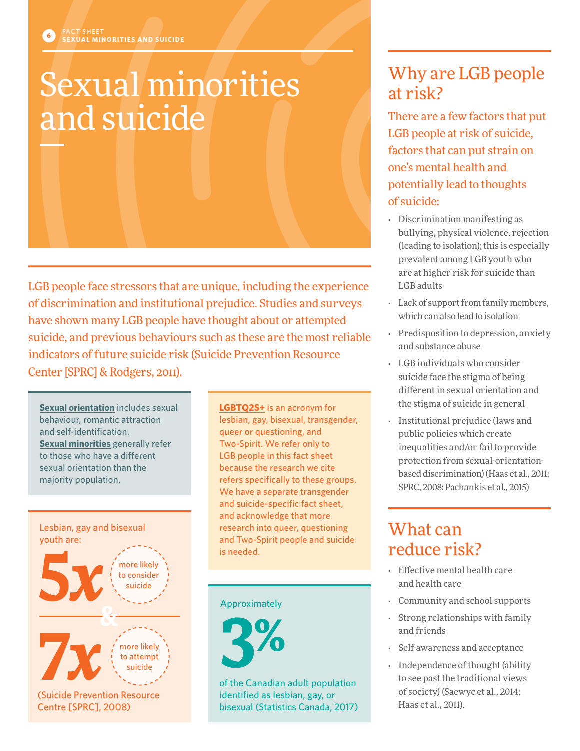# Sexual minorities and suicide

LGB people face stressors that are unique, including the experience of discrimination and institutional prejudice. Studies and surveys have shown many LGB people have thought about or attempted suicide, and previous behaviours such as these are the most reliable indicators of future suicide risk (Suicide Prevention Resource Center [SPRC] & Rodgers, 2011).

**Sexual orientation** includes sexual behaviour, romantic attraction and self-identification. **Sexual minorities** generally refer to those who have a different sexual orientation than the majority population.

**LGBTQ2S+** is an acronym for lesbian, gay, bisexual, transgender, queer or questioning, and Two-Spirit. We refer only to LGB people in this fact sheet because the research we cite refers specifically to these groups. We have a separate transgender and suicide-specific fact sheet, and acknowledge that more research into queer, questioning and Two-Spirit people and suicide is needed.

Lesbian, gay and bisexual youth are:

**5x** more likely to consider suicide

&

**7x** more likely to attempt suicide

(Suicide Prevention Resource Centre [SPRC], 2008)

Approximately **3%** of the Canadian adult population identified as lesbian, gay, or bisexual (Statistics Canada, 2017)

## Why are LGB people at risk?

There are a few factors that put LGB people at risk of suicide, factors that can put strain on one's mental health and potentially lead to thoughts of suicide:

- Discrimination manifesting as bullying, physical violence, rejection (leading to isolation); this is especially prevalent among LGB youth who are at higher risk for suicide than LGB adults
- Lack of support from family members, which can also lead to isolation
- Predisposition to depression, anxiety and substance abuse
- LGB individuals who consider suicide face the stigma of being different in sexual orientation and the stigma of suicide in general
- Institutional prejudice (laws and public policies which create inequalities and/or fail to provide protection from sexual-orientation-based discrimination) (Haas et al., 2011; SPRC, 2008; Pachankis et al., 2015)

## What can reduce risk?

- Effective mental health care and health care
- Community and school supports
- Strong relationships with family and friends
- Self-awareness and acceptance
- Independence of thought (ability to see past the traditional views of society) (Saewyc et al., 2014; Haas et al., 2011).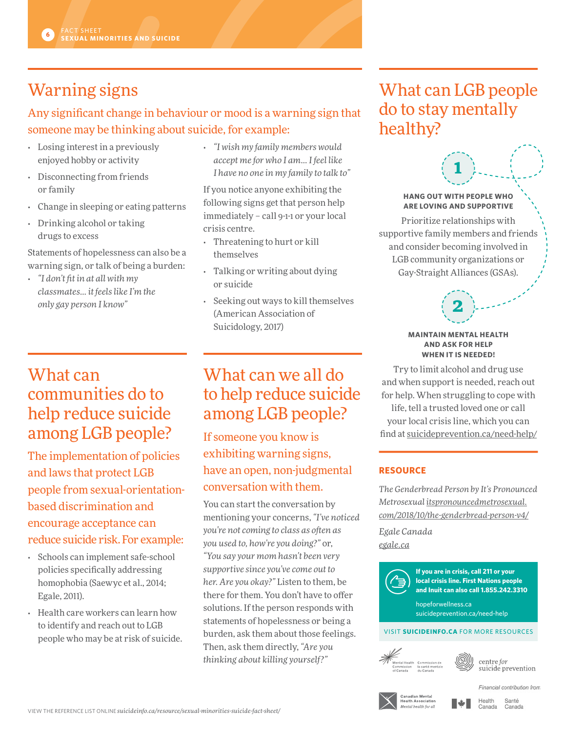## Warning signs

Any significant change in behaviour or mood is a warning sign that someone may be thinking about suicide, for example:

- Losing interest in a previously enjoyed hobby or activity
- Disconnecting from friends or family
- Change in sleeping or eating patterns
- Drinking alcohol or taking drugs to excess

Statements of hopelessness can also be a warning sign, or talk of being a burden:

- *"I don't fit in at all with my classmates… it feels like I'm the only gay person I know"*
- *"I wish my family members would accept me for who I am… I feel like I have no one in my family to talk to"*

If you notice anyone exhibiting the following signs get that person help immediately – call 9-1-1 or your local crisis centre.

- Threatening to hurt or kill themselves
- Talking or writing about dying or suicide
- Seeking out ways to kill themselves (American Association of Suicidology, 2017)

## What can communities do to help reduce suicide among LGB people?

The implementation of policies and laws that protect LGB people from sexual-orientation-based discrimination and encourage acceptance can reduce suicide risk. For example:

- Schools can implement safe-school policies specifically addressing homophobia (Saewyc et al., 2014; Egale, 2011).
- Health care workers can learn how to identify and reach out to LGB people who may be at risk of suicide.

## What can we all do to help reduce suicide among LGB people?

If someone you know is exhibiting warning signs, have an open, non-judgmental conversation with them.

You can start the conversation by mentioning your concerns, *"I've noticed you're not coming to class as often as you used to, how're you doing?"* or, *"You say your mom hasn't been very supportive since you've come out to her. Are you okay?"* Listen to them, be there for them. You don't have to offer solutions. If the person responds with statements of hopelessness or being a burden, ask them about those feelings. Then, ask them directly, *"Are you thinking about killing yourself?"*

## What can LGB people do to stay mentally healthy?

**1**

**HANG OUT WITH PEOPLE WHO ARE LOVING AND SUPPORTIVE**

Prioritize relationships with supportive family members and friends and consider becoming involved in LGB community organizations or Gay-Straight Alliances (GSAs).

**2**

**MAINTAIN MENTAL HEALTH AND ASK FOR HELP WHEN IT IS NEEDED!**

Try to limit alcohol and drug use and when support is needed, reach out for help. When struggling to cope with life, tell a trusted loved one or call your local crisis line, which you can find at suicideprevention.ca/need-help/

### RESOURCE

*The Genderbread Person by It's Pronounced Metrosexual* itspronouncedmetrosexual.com/2018/10/the-genderbread-person-v4/

*Egale Canada*
egale.ca

**If you are in crisis, call 211 or your local crisis line. First Nations people and Inuit can also call 1.855.242.3310**

hopeforwellness.ca
suicideprevention.ca/need-help

VISIT **SUICIDEINFO.CA** FOR MORE RESOURCES

Mental Health Commission of Canada / Commission de la santé mentale du Canada

centre *for* suicide prevention

Canadian Mental Health Association — *Mental health for all*

Financial contribution from Health Canada / Santé Canada

VIEW THE REFERENCE LIST ONLINE *suicideinfo.ca/resource/sexual-minorities-suicide-fact-sheet/*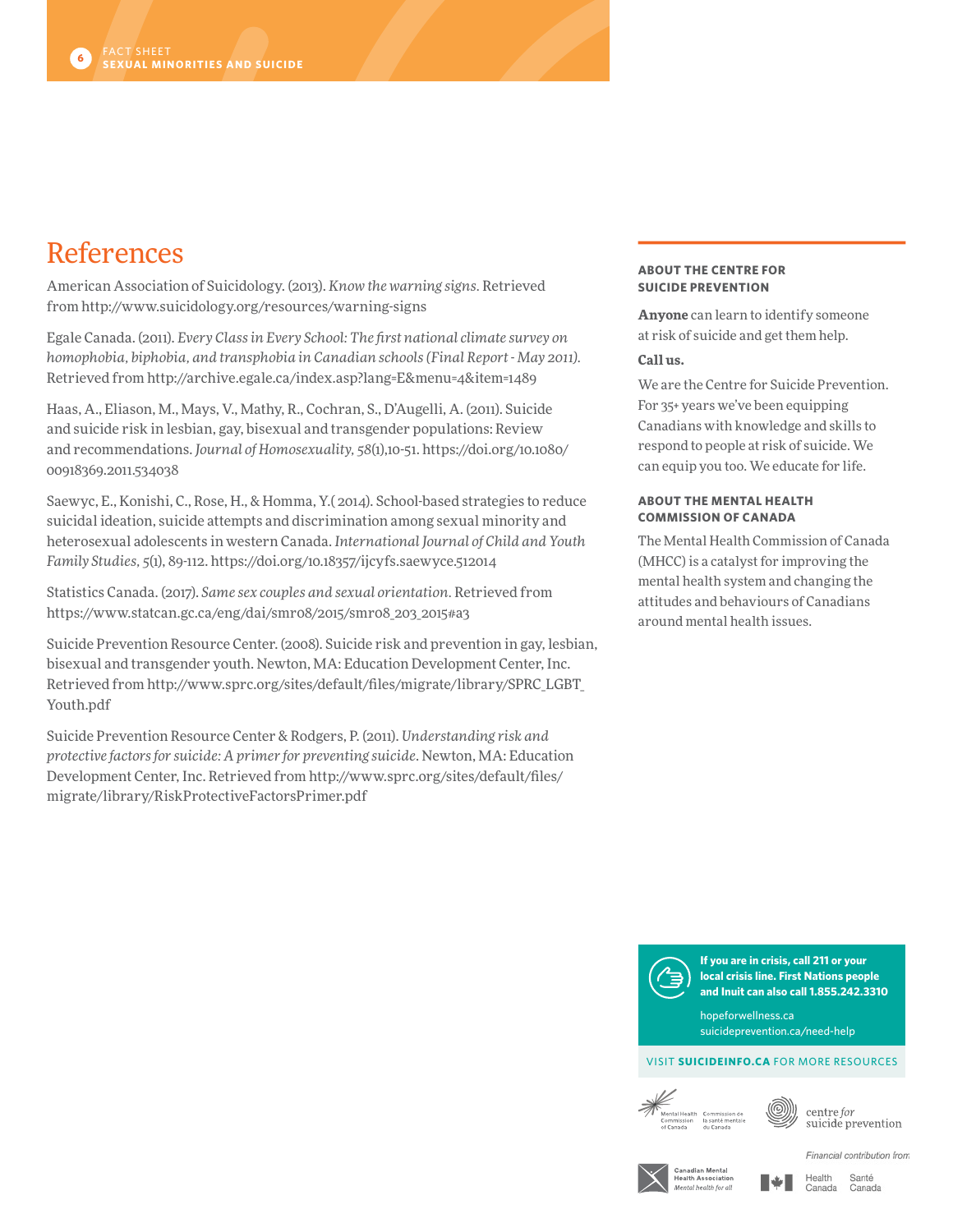## References

American Association of Suicidology. (2013). *Know the warning signs.* Retrieved from http://www.suicidology.org/resources/warning-signs

Egale Canada. (2011). *Every Class in Every School: The first national climate survey on homophobia, biphobia, and transphobia in Canadian schools (Final Report - May 2011).* Retrieved from http://archive.egale.ca/index.asp?lang=E&menu=4&item=1489

Haas, A., Eliason, M., Mays, V., Mathy, R., Cochran, S., D'Augelli, A. (2011). Suicide and suicide risk in lesbian, gay, bisexual and transgender populations: Review and recommendations. *Journal of Homosexuality, 58*(1),10-51. https://doi.org/10.1080/00918369.2011.534038

Saewyc, E., Konishi, C., Rose, H., & Homma, Y.( 2014). School-based strategies to reduce suicidal ideation, suicide attempts and discrimination among sexual minority and heterosexual adolescents in western Canada. *International Journal of Child and Youth Family Studies*, 5(1), 89-112. https://doi.org/10.18357/ijcyfs.saewyce.512014

Statistics Canada. (2017). *Same sex couples and sexual orientation.* Retrieved from https://www.statcan.gc.ca/eng/dai/smr08/2015/smr08_203_2015#a3

Suicide Prevention Resource Center. (2008). Suicide risk and prevention in gay, lesbian, bisexual and transgender youth. Newton, MA: Education Development Center, Inc. Retrieved from http://www.sprc.org/sites/default/files/migrate/library/SPRC_LGBT_Youth.pdf

Suicide Prevention Resource Center & Rodgers, P. (2011). *Understanding risk and protective factors for suicide: A primer for preventing suicide*. Newton, MA: Education Development Center, Inc. Retrieved from http://www.sprc.org/sites/default/files/migrate/library/RiskProtectiveFactorsPrimer.pdf

### ABOUT THE CENTRE FOR SUICIDE PREVENTION

**Anyone** can learn to identify someone at risk of suicide and get them help.

**Call us.**

We are the Centre for Suicide Prevention. For 35+ years we've been equipping Canadians with knowledge and skills to respond to people at risk of suicide. We can equip you too. We educate for life.

### ABOUT THE MENTAL HEALTH COMMISSION OF CANADA

The Mental Health Commission of Canada (MHCC) is a catalyst for improving the mental health system and changing the attitudes and behaviours of Canadians around mental health issues.

**If you are in crisis, call 211 or your local crisis line. First Nations people and Inuit can also call 1.855.242.3310**

hopeforwellness.ca
suicideprevention.ca/need-help

VISIT **SUICIDEINFO.CA** FOR MORE RESOURCES

Mental Health Commission of Canada | Commission de la santé mentale du Canada

centre *for* suicide prevention

Financial contribution from

Canadian Mental Health Association *Mental health for all*

Health Canada | Santé Canada